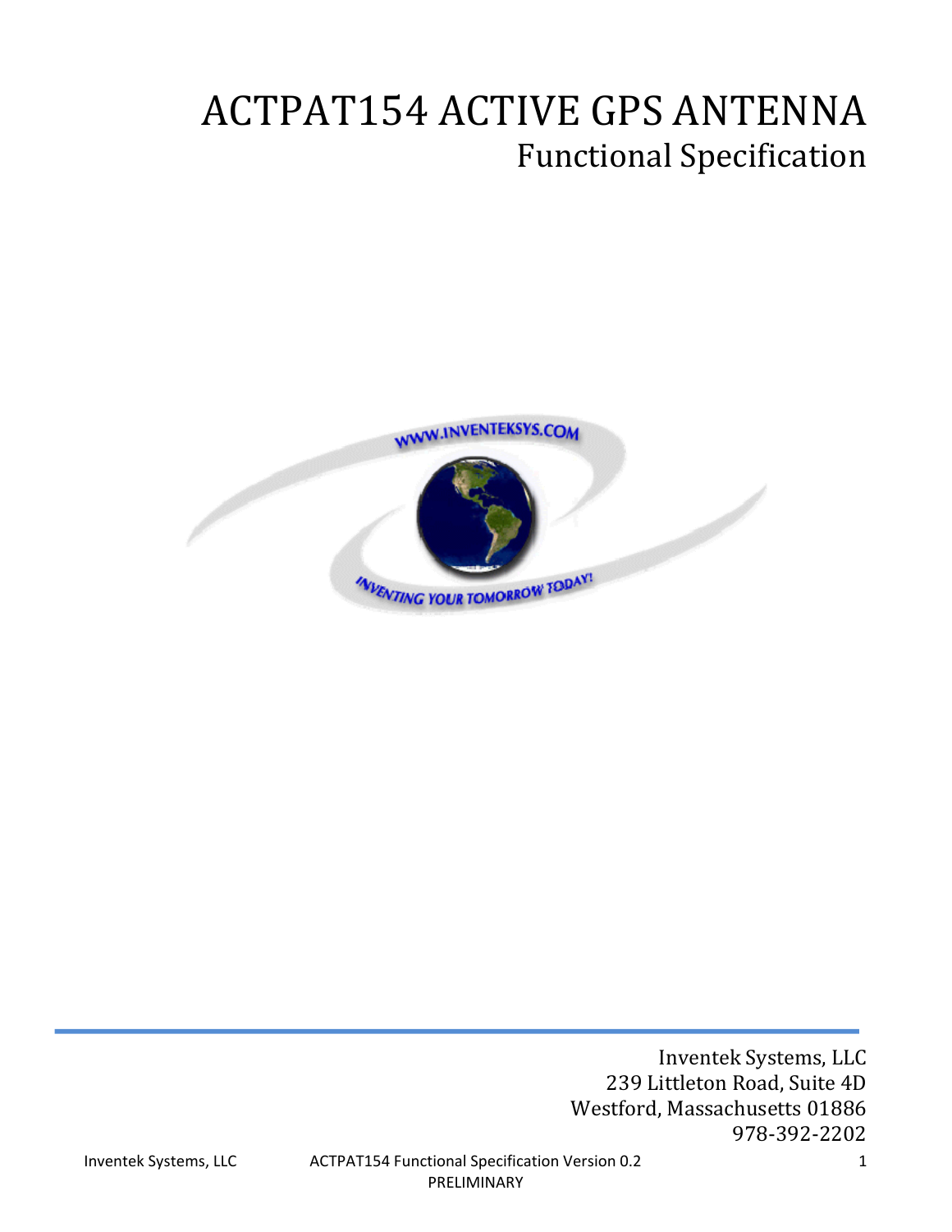# ACTPAT154 ACTIVE GPS ANTENNA

## Functional Specification

Inventek Systems, LLC
239 Littleton Road, Suite 4D
Westford, Massachusetts 01886
978-392-2202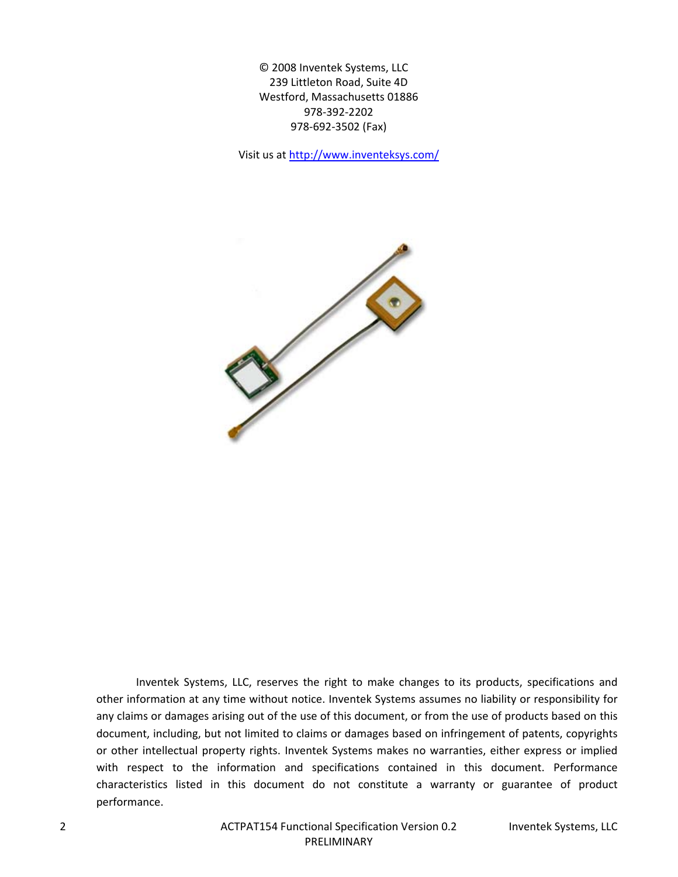© 2008 Inventek Systems, LLC
239 Littleton Road, Suite 4D
Westford, Massachusetts 01886
978-392-2202
978-692-3502 (Fax)

Visit us at http://www.inventeksys.com/

Inventek Systems, LLC, reserves the right to make changes to its products, specifications and other information at any time without notice. Inventek Systems assumes no liability or responsibility for any claims or damages arising out of the use of this document, or from the use of products based on this document, including, but not limited to claims or damages based on infringement of patents, copyrights or other intellectual property rights. Inventek Systems makes no warranties, either express or implied with respect to the information and specifications contained in this document. Performance characteristics listed in this document do not constitute a warranty or guarantee of product performance.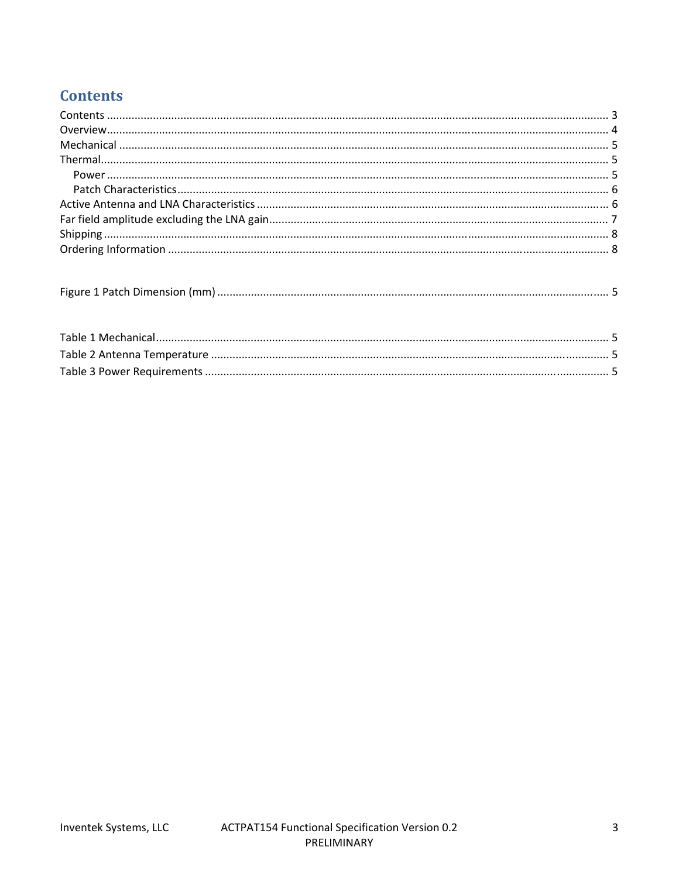# Contents

Contents .......................................................................................................................................... 3
Overview.......................................................................................................................................... 4
Mechanical ...................................................................................................................................... 5
Thermal............................................................................................................................................ 5
  Power .......................................................................................................................................... 5
  Patch Characteristics................................................................................................................... 6
Active Antenna and LNA Characteristics ........................................................................................ 6
Far field amplitude excluding the LNA gain..................................................................................... 7
Shipping ........................................................................................................................................... 8
Ordering Information ...................................................................................................................... 8

Figure 1 Patch Dimension (mm) ...................................................................................................... 5

Table 1 Mechanical.......................................................................................................................... 5
Table 2 Antenna Temperature ......................................................................................................... 5
Table 3 Power Requirements ........................................................................................................... 5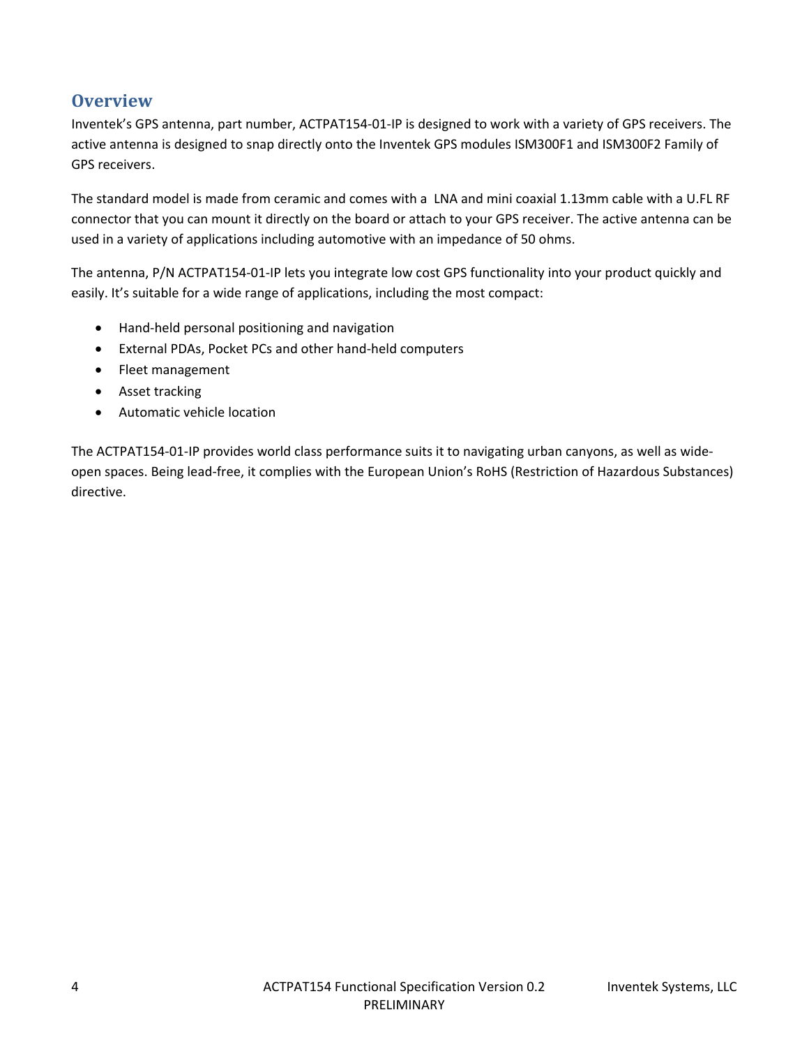## Overview

Inventek's GPS antenna, part number, ACTPAT154-01-IP is designed to work with a variety of GPS receivers. The active antenna is designed to snap directly onto the Inventek GPS modules ISM300F1 and ISM300F2 Family of GPS receivers.

The standard model is made from ceramic and comes with a LNA and mini coaxial 1.13mm cable with a U.FL RF connector that you can mount it directly on the board or attach to your GPS receiver. The active antenna can be used in a variety of applications including automotive with an impedance of 50 ohms.

The antenna, P/N ACTPAT154-01-IP lets you integrate low cost GPS functionality into your product quickly and easily. It's suitable for a wide range of applications, including the most compact:

- Hand-held personal positioning and navigation
- External PDAs, Pocket PCs and other hand-held computers
- Fleet management
- Asset tracking
- Automatic vehicle location

The ACTPAT154-01-IP provides world class performance suits it to navigating urban canyons, as well as wide-open spaces. Being lead-free, it complies with the European Union's RoHS (Restriction of Hazardous Substances) directive.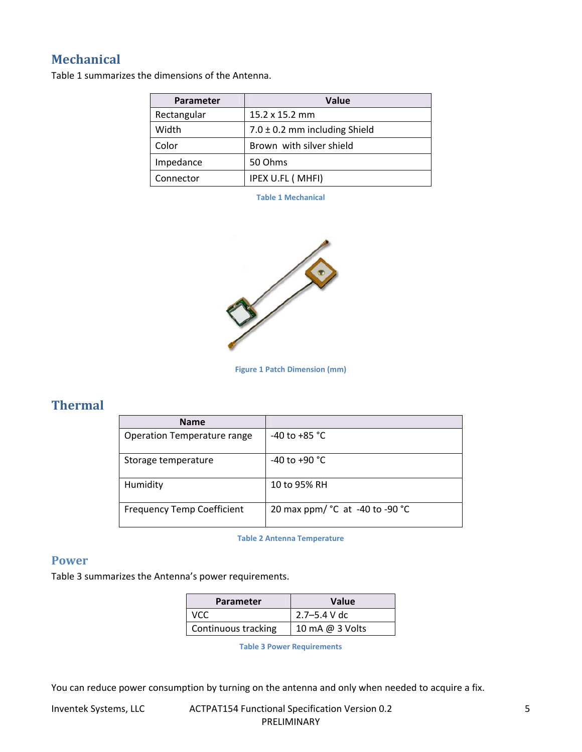## Mechanical

Table 1 summarizes the dimensions of the Antenna.

| Parameter | Value |
|---|---|
| Rectangular | 15.2 x 15.2 mm |
| Width | 7.0 ± 0.2 mm including Shield |
| Color | Brown with silver shield |
| Impedance | 50 Ohms |
| Connector | IPEX U.FL ( MHFI) |

Table 1 Mechanical

Figure 1 Patch Dimension (mm)

## Thermal

| Name | |
|---|---|
| Operation Temperature range | -40 to +85 °C |
| Storage temperature | -40 to +90 °C |
| Humidity | 10 to 95% RH |
| Frequency Temp Coefficient | 20 max ppm/ °C at -40 to -90 °C |

Table 2 Antenna Temperature

## Power

Table 3 summarizes the Antenna's power requirements.

| Parameter | Value |
|---|---|
| VCC | 2.7–5.4 V dc |
| Continuous tracking | 10 mA @ 3 Volts |

Table 3 Power Requirements

You can reduce power consumption by turning on the antenna and only when needed to acquire a fix.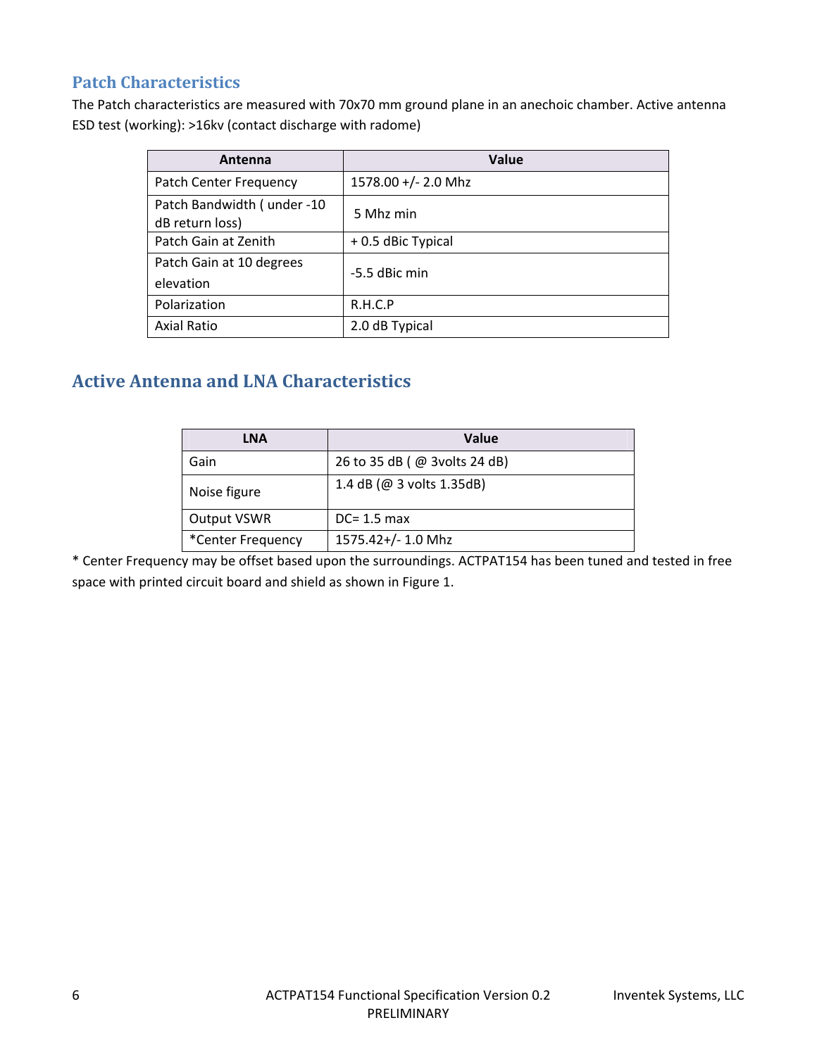## Patch Characteristics

The Patch characteristics are measured with 70x70 mm ground plane in an anechoic chamber. Active antenna ESD test (working): >16kv (contact discharge with radome)

| Antenna | Value |
|---|---|
| Patch Center Frequency | 1578.00 +/- 2.0 Mhz |
| Patch Bandwidth ( under -10 dB return loss) | 5 Mhz min |
| Patch Gain at Zenith | + 0.5 dBic Typical |
| Patch Gain at 10 degrees elevation | -5.5 dBic min |
| Polarization | R.H.C.P |
| Axial Ratio | 2.0 dB Typical |

## Active Antenna and LNA Characteristics

| LNA | Value |
|---|---|
| Gain | 26 to 35 dB ( @ 3volts 24 dB) |
| Noise figure | 1.4 dB (@ 3 volts 1.35dB) |
| Output VSWR | DC= 1.5 max |
| *Center Frequency | 1575.42+/- 1.0 Mhz |

* Center Frequency may be offset based upon the surroundings. ACTPAT154 has been tuned and tested in free space with printed circuit board and shield as shown in Figure 1.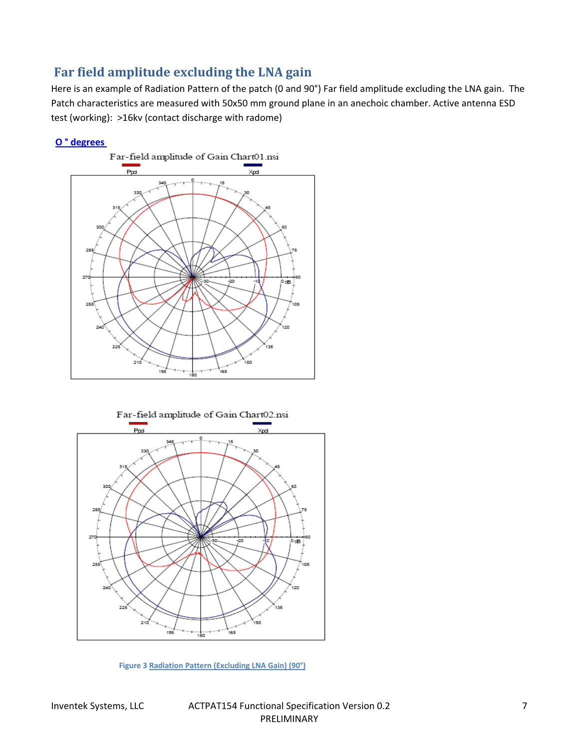## Far field amplitude excluding the LNA gain

Here is an example of Radiation Pattern of the patch (0 and 90°) Far field amplitude excluding the LNA gain. The Patch characteristics are measured with 50x50 mm ground plane in an anechoic chamber. Active antenna ESD test (working): >16kv (contact discharge with radome)

**O ° degrees**

Far-field amplitude of Gain Chart01.nsi

Ppd Xpd

0 15 30 45 60 75 90 105 120 135 150 165 180 195 210 225 240 255 270 285 300 315 330 345

-30 -20 -10 0 dB

Far-field amplitude of Gain Chart02.nsi

Ppd Xpd

0 15 30 45 60 75 90 105 120 135 150 165 180 195 210 225 240 255 270 285 300 315 330 345

-30 -20 -10 0 dB

Figure 3 Radiation Pattern (Excluding LNA Gain) (90°)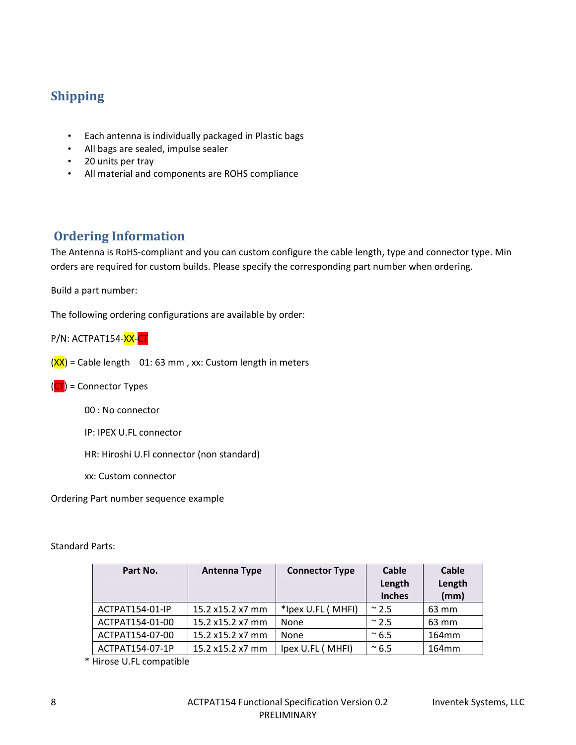## Shipping

- Each antenna is individually packaged in Plastic bags
- All bags are sealed, impulse sealer
- 20 units per tray
- All material and components are ROHS compliance

## Ordering Information

The Antenna is RoHS-compliant and you can custom configure the cable length, type and connector type. Min orders are required for custom builds. Please specify the corresponding part number when ordering.

Build a part number:

The following ordering configurations are available by order:

P/N: ACTPAT154-XX-CT

(XX) = Cable length   01: 63 mm , xx: Custom length in meters

(CT) = Connector Types

00 : No connector

IP: IPEX U.FL connector

HR: Hiroshi U.Fl connector (non standard)

xx: Custom connector

Ordering Part number sequence example

Standard Parts:

| Part No. | Antenna Type | Connector Type | Cable Length Inches | Cable Length (mm) |
|---|---|---|---|---|
| ACTPAT154-01-IP | 15.2 x15.2 x7 mm | *Ipex U.FL ( MHFI) | ~ 2.5 | 63 mm |
| ACTPAT154-01-00 | 15.2 x15.2 x7 mm | None | ~ 2.5 | 63 mm |
| ACTPAT154-07-00 | 15.2 x15.2 x7 mm | None | ~ 6.5 | 164mm |
| ACTPAT154-07-1P | 15.2 x15.2 x7 mm | Ipex U.FL ( MHFI) | ~ 6.5 | 164mm |

* Hirose U.FL compatible